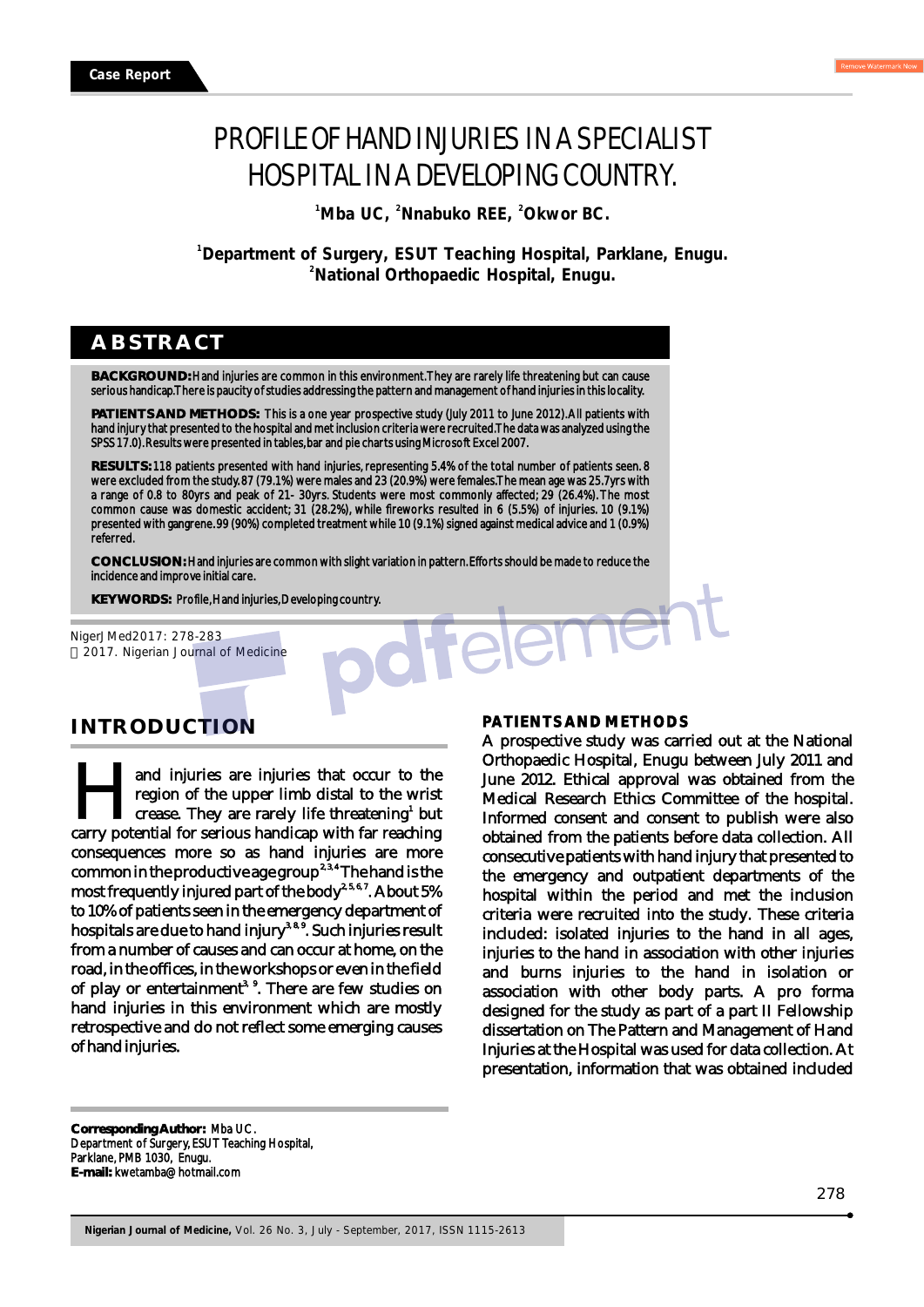Case Report

# PROFILE OF HAND INJURIES IN A SPECIALIST HOSPITAL IN A DEVELOPING COUNTRY.

[1]Mba UC, [2]Nnabuko REE, [2]Okwor BC.

[1]Department of Surgery, ESUT Teaching Hospital, Parklane, Enugu.
[2]National Orthopaedic Hospital, Enugu.

## ABSTRACT

**BACKGROUND:** Hand injuries are common in this environment. They are rarely life threatening but can cause serious handicap. There is paucity of studies addressing the pattern and management of hand injuries in this locality.

**PATIENTS AND METHODS:** This is a one year prospective study (July 2011 to June 2012). All patients with hand injury that presented to the hospital and met inclusion criteria were recruited. The data was analyzed using the SPSS 17.0). Results were presented in tables, bar and pie charts using Microsoft Excel 2007.

**RESULTS:** 118 patients presented with hand injuries, representing 5.4% of the total number of patients seen. 8 were excluded from the study. 87 (79.1%) were males and 23 (20.9%) were females. The mean age was 25.7yrs with a range of 0.8 to 80yrs and peak of 21- 30yrs. Students were most commonly affected; 29 (26.4%). The most common cause was domestic accident; 31 (28.2%), while fireworks resulted in 6 (5.5%) of injuries. 10 (9.1%) presented with gangrene. 99 (90%) completed treatment while 10 (9.1%) signed against medical advice and 1 (0.9%) referred.

**CONCLUSION:** Hand injuries are common with slight variation in pattern. Efforts should be made to reduce the incidence and improve initial care.

**KEYWORDS:** Profile, Hand injuries, Developing country.

NigerJMed2017: 278-283
2017. Nigerian Journal of Medicine

## INTRODUCTION

Hand injuries are injuries that occur to the region of the upper limb distal to the wrist crease. They are rarely life threatening[1] but carry potential for serious handicap with far reaching consequences more so as hand injuries are more common in the productive age group[2,3,4] The hand is the most frequently injured part of the body[2,5,6,7]. About 5% to 10% of patients seen in the emergency department of hospitals are due to hand injury[3,8,9]. Such injuries result from a number of causes and can occur at home, on the road, in the offices, in the workshops or even in the field of play or entertainment[3, 9]. There are few studies on hand injuries in this environment which are mostly retrospective and do not reflect some emerging causes of hand injuries.

## PATIENTS AND METHODS

A prospective study was carried out at the National Orthopaedic Hospital, Enugu between July 2011 and June 2012. Ethical approval was obtained from the Medical Research Ethics Committee of the hospital. Informed consent and consent to publish were also obtained from the patients before data collection. All consecutive patients with hand injury that presented to the emergency and outpatient departments of the hospital within the period and met the inclusion criteria were recruited into the study. These criteria included: isolated injuries to the hand in all ages, injuries to the hand in association with other injuries and burns injuries to the hand in isolation or association with other body parts. A pro forma designed for the study as part of a part II Fellowship dissertation on The Pattern and Management of Hand Injuries at the Hospital was used for data collection. At presentation, information that was obtained included

**Corresponding Author:** Mba UC.
Department of Surgery, ESUT Teaching Hospital,
Parklane, PMB 1030, Enugu.
**E-mail:** kwetamba@hotmail.com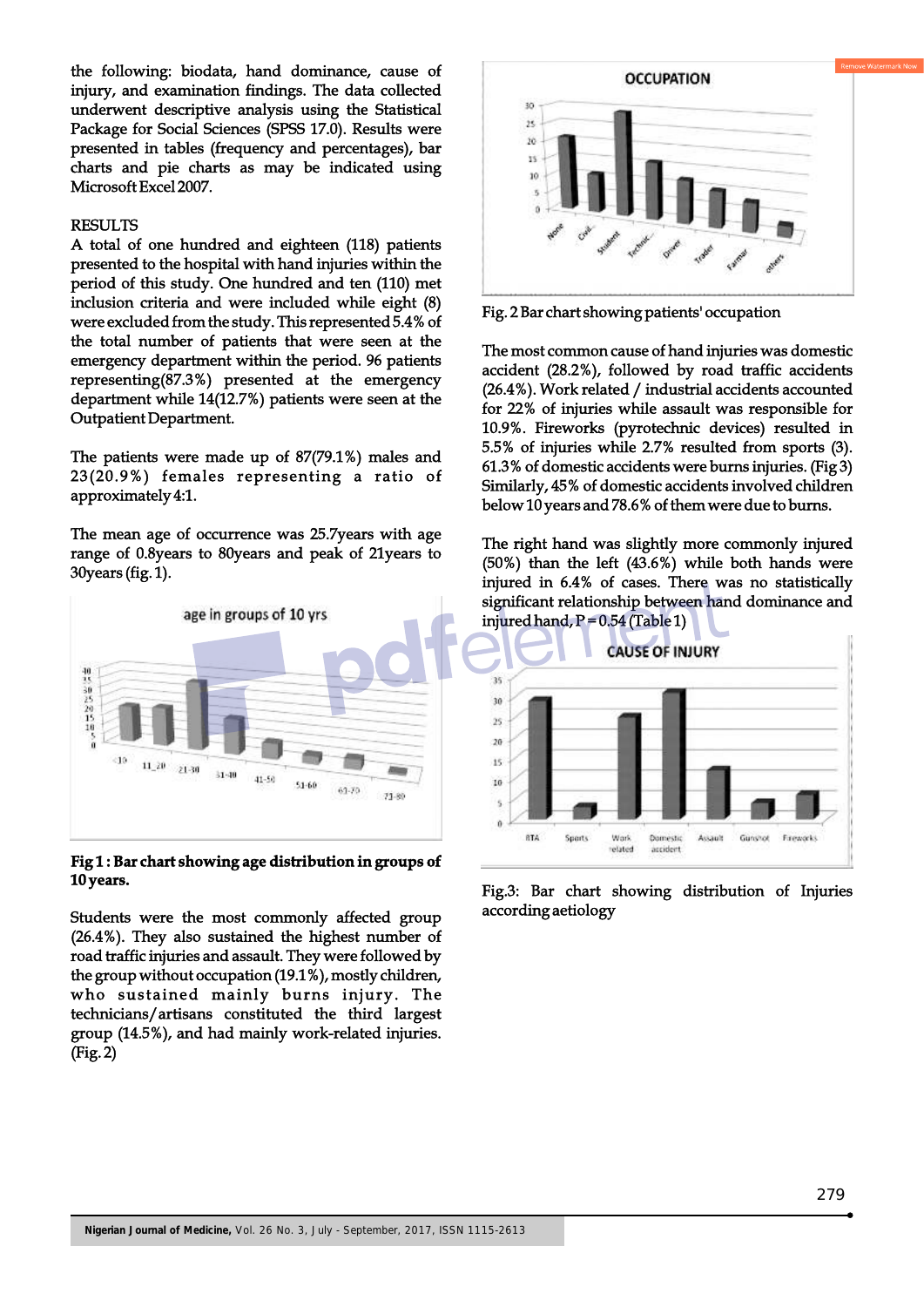the following: biodata, hand dominance, cause of injury, and examination findings. The data collected underwent descriptive analysis using the Statistical Package for Social Sciences (SPSS 17.0). Results were presented in tables (frequency and percentages), bar charts and pie charts as may be indicated using Microsoft Excel 2007.

## RESULTS

A total of one hundred and eighteen (118) patients presented to the hospital with hand injuries within the period of this study. One hundred and ten (110) met inclusion criteria and were included while eight (8) were excluded from the study. This represented 5.4% of the total number of patients that were seen at the emergency department within the period. 96 patients representing(87.3%) presented at the emergency department while 14(12.7%) patients were seen at the Outpatient Department.

The patients were made up of 87(79.1%) males and 23(20.9%) females representing a ratio of approximately 4:1.

The mean age of occurrence was 25.7years with age range of 0.8years to 80years and peak of 21years to 30years (fig. 1).

**Fig 1 : Bar chart showing age distribution in groups of 10 years.**

Students were the most commonly affected group (26.4%). They also sustained the highest number of road traffic injuries and assault. They were followed by the group without occupation (19.1%), mostly children, who sustained mainly burns injury. The technicians/artisans constituted the third largest group (14.5%), and had mainly work-related injuries. (Fig. 2)

Fig. 2 Bar chart showing patients' occupation

The most common cause of hand injuries was domestic accident (28.2%), followed by road traffic accidents (26.4%). Work related / industrial accidents accounted for 22% of injuries while assault was responsible for 10.9%. Fireworks (pyrotechnic devices) resulted in 5.5% of injuries while 2.7% resulted from sports (3). 61.3% of domestic accidents were burns injuries. (Fig 3) Similarly, 45% of domestic accidents involved children below 10 years and 78.6% of them were due to burns.

The right hand was slightly more commonly injured (50%) than the left (43.6%) while both hands were injured in 6.4% of cases. There was no statistically significant relationship between hand dominance and injured hand, P = 0.54 (Table 1)

Fig.3: Bar chart showing distribution of Injuries according aetiology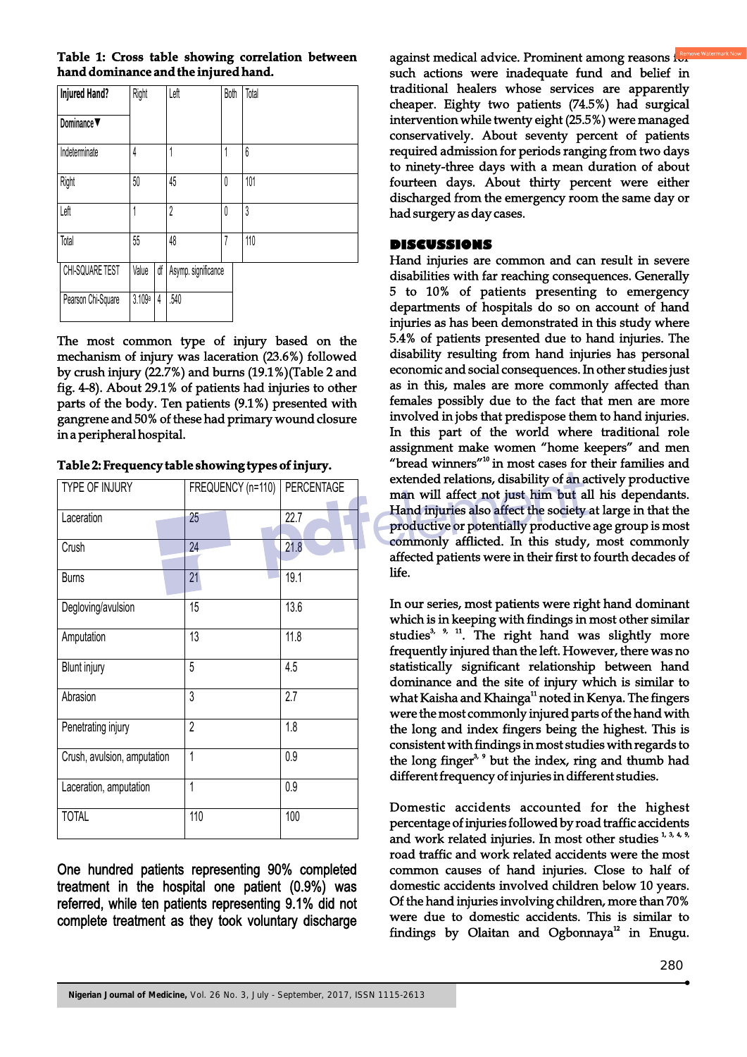**Table 1: Cross table showing correlation between hand dominance and the injured hand.**

| Injured Hand? / Dominance▼ | Right | Left | Both | Total |
|---|---|---|---|---|
| Indeterminate | 4 | 1 | 1 | 6 |
| Right | 50 | 45 | 0 | 101 |
| Left | 1 | 2 | 0 | 3 |
| Total | 55 | 48 | 7 | 110 |

| CHI-SQUARE TEST | Value | df | Asymp. significance |
|---|---|---|---|
| Pearson Chi-Square | 3.109[a] | 4 | .540 |

The most common type of injury based on the mechanism of injury was laceration (23.6%) followed by crush injury (22.7%) and burns (19.1%)(Table 2 and fig. 4-8). About 29.1% of patients had injuries to other parts of the body. Ten patients (9.1%) presented with gangrene and 50% of these had primary wound closure in a peripheral hospital.

**Table 2: Frequency table showing types of injury.**

| TYPE OF INJURY | FREQUENCY (n=110) | PERCENTAGE |
|---|---|---|
| Laceration | 25 | 22.7 |
| Crush | 24 | 21.8 |
| Burns | 21 | 19.1 |
| Degloving/avulsion | 15 | 13.6 |
| Amputation | 13 | 11.8 |
| Blunt injury | 5 | 4.5 |
| Abrasion | 3 | 2.7 |
| Penetrating injury | 2 | 1.8 |
| Crush, avulsion, amputation | 1 | 0.9 |
| Laceration, amputation | 1 | 0.9 |
| TOTAL | 110 | 100 |

One hundred patients representing 90% completed treatment in the hospital one patient (0.9%) was referred, while ten patients representing 9.1% did not complete treatment as they took voluntary discharge against medical advice. Prominent among reasons for such actions were inadequate fund and belief in traditional healers whose services are apparently cheaper. Eighty two patients (74.5%) had surgical intervention while twenty eight (25.5%) were managed conservatively. About seventy percent of patients required admission for periods ranging from two days to ninety-three days with a mean duration of about fourteen days. About thirty percent were either discharged from the emergency room the same day or had surgery as day cases.

## DISCUSSIONS

Hand injuries are common and can result in severe disabilities with far reaching consequences. Generally 5 to 10% of patients presenting to emergency departments of hospitals do so on account of hand injuries as has been demonstrated in this study where 5.4% of patients presented due to hand injuries. The disability resulting from hand injuries has personal economic and social consequences. In other studies just as in this, males are more commonly affected than females possibly due to the fact that men are more involved in jobs that predispose them to hand injuries. In this part of the world where traditional role assignment make women "home keepers" and men "bread winners"[10] in most cases for their families and extended relations, disability of an actively productive man will affect not just him but all his dependants. Hand injuries also affect the society at large in that the productive or potentially productive age group is most commonly afflicted. In this study, most commonly affected patients were in their first to fourth decades of life.

In our series, most patients were right hand dominant which is in keeping with findings in most other similar studies[3, 9, 11]. The right hand was slightly more frequently injured than the left. However, there was no statistically significant relationship between hand dominance and the site of injury which is similar to what Kaisha and Khainga[11] noted in Kenya. The fingers were the most commonly injured parts of the hand with the long and index fingers being the highest. This is consistent with findings in most studies with regards to the long finger[3, 9] but the index, ring and thumb had different frequency of injuries in different studies.

Domestic accidents accounted for the highest percentage of injuries followed by road traffic accidents and work related injuries. In most other studies[1, 3, 4, 9,] road traffic and work related accidents were the most common causes of hand injuries. Close to half of domestic accidents involved children below 10 years. Of the hand injuries involving children, more than 70% were due to domestic accidents. This is similar to findings by Olaitan and Ogbonnaya[12] in Enugu.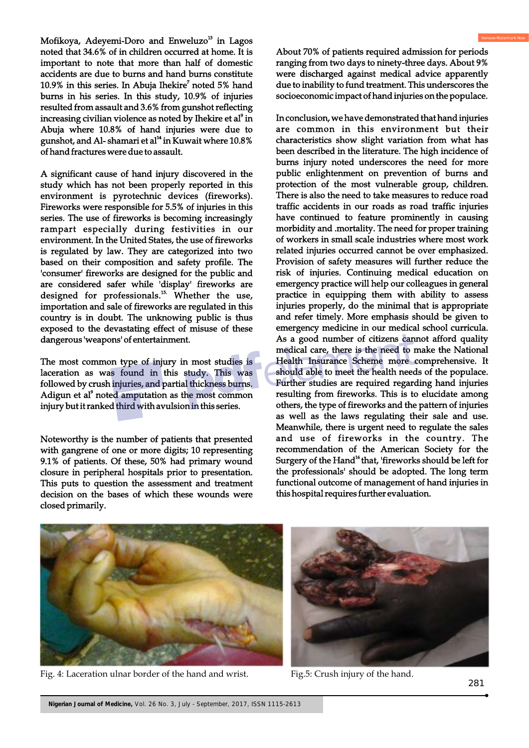Mofikoya, Adeyemi-Doro and Enweluzo[13] in Lagos noted that 34.6% of in children occurred at home. It is important to note that more than half of domestic accidents are due to burns and hand burns constitute 10.9% in this series. In Abuja Ihekire[7] noted 5% hand burns in his series. In this study, 10.9% of injuries resulted from assault and 3.6% from gunshot reflecting increasing civilian violence as noted by Ihekire et al[9] in Abuja where 10.8% of hand injuries were due to gunshot, and Al- shamari et al[14] in Kuwait where 10.8% of hand fractures were due to assault.

A significant cause of hand injury discovered in the study which has not been properly reported in this environment is pyrotechnic devices (fireworks). Fireworks were responsible for 5.5% of injuries in this series. The use of fireworks is becoming increasingly rampart especially during festivities in our environment. In the United States, the use of fireworks is regulated by law. They are categorized into two based on their composition and safety profile. The 'consumer' fireworks are designed for the public and are considered safer while 'display' fireworks are designed for professionals.[15] Whether the use, importation and sale of fireworks are regulated in this country is in doubt. The unknowing public is thus exposed to the devastating effect of misuse of these dangerous 'weapons' of entertainment.

The most common type of injury in most studies is laceration as was found in this study. This was followed by crush injuries, and partial thickness burns. Adigun et al[9] noted amputation as the most common injury but it ranked third with avulsion in this series.

Noteworthy is the number of patients that presented with gangrene of one or more digits; 10 representing 9.1% of patients. Of these, 50% had primary wound closure in peripheral hospitals prior to presentation. This puts to question the assessment and treatment decision on the bases of which these wounds were closed primarily.

About 70% of patients required admission for periods ranging from two days to ninety-three days. About 9% were discharged against medical advice apparently due to inability to fund treatment. This underscores the socioeconomic impact of hand injuries on the populace.

In conclusion, we have demonstrated that hand injuries are common in this environment but their characteristics show slight variation from what has been described in the literature. The high incidence of burns injury noted underscores the need for more public enlightenment on prevention of burns and protection of the most vulnerable group, children. There is also the need to take measures to reduce road traffic accidents in our roads as road traffic injuries have continued to feature prominently in causing morbidity and .mortality. The need for proper training of workers in small scale industries where most work related injuries occurred cannot be over emphasized. Provision of safety measures will further reduce the risk of injuries. Continuing medical education on emergency practice will help our colleagues in general practice in equipping them with ability to assess injuries properly, do the minimal that is appropriate and refer timely. More emphasis should be given to emergency medicine in our medical school curricula. As a good number of citizens cannot afford quality medical care, there is the need to make the National Health Insurance Scheme more comprehensive. It should able to meet the health needs of the populace. Further studies are required regarding hand injuries resulting from fireworks. This is to elucidate among others, the type of fireworks and the pattern of injuries as well as the laws regulating their sale and use. Meanwhile, there is urgent need to regulate the sales and use of fireworks in the country. The recommendation of the American Society for the Surgery of the Hand[16] that, 'fireworks should be left for the professionals' should be adopted. The long term functional outcome of management of hand injuries in this hospital requires further evaluation.

Fig. 4: Laceration ulnar border of the hand and wrist.

Fig.5: Crush injury of the hand.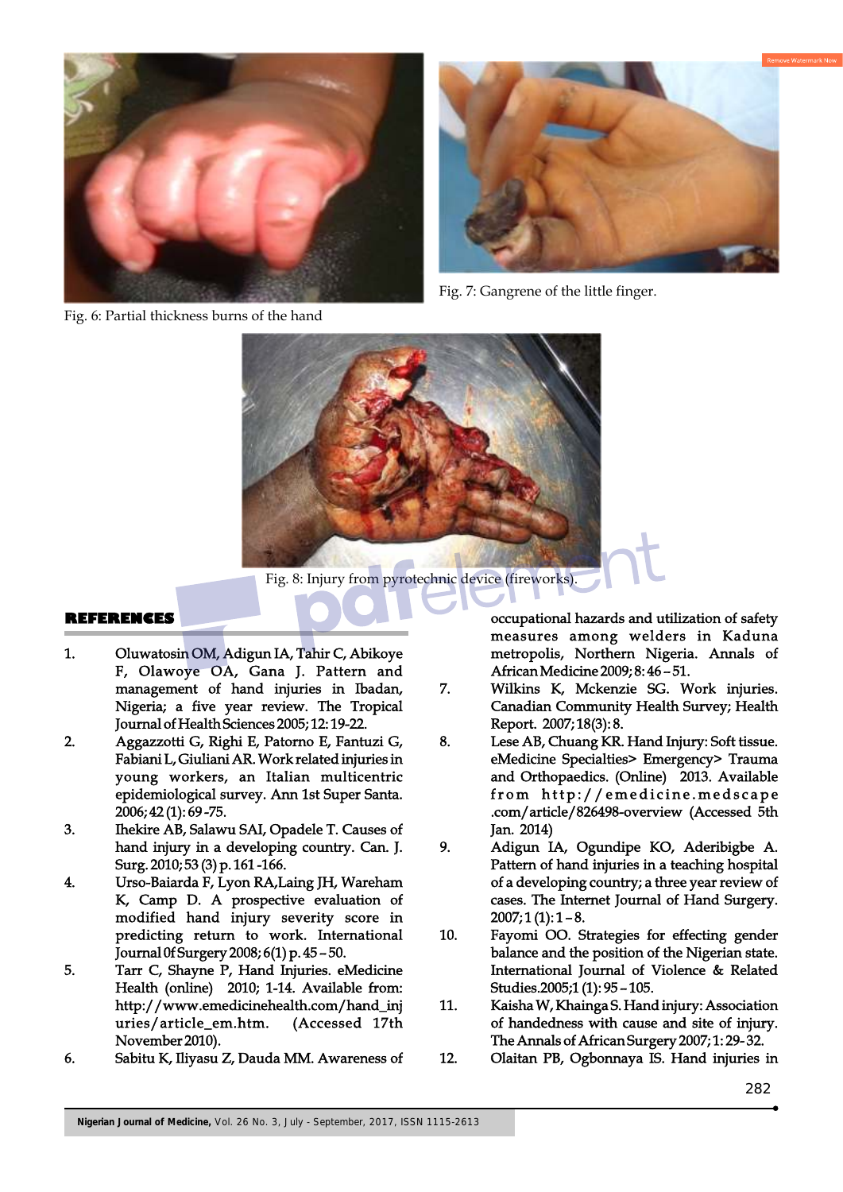Fig. 6: Partial thickness burns of the hand

Fig. 7: Gangrene of the little finger.

Fig. 8: Injury from pyrotechnic device (fireworks).

## REFERENCES

1. Oluwatosin OM, Adigun IA, Tahir C, Abikoye F, Olawoye OA, Gana J. Pattern and management of hand injuries in Ibadan, Nigeria; a five year review. The Tropical Journal of Health Sciences 2005; 12: 19-22.
2. Aggazzotti G, Righi E, Patorno E, Fantuzi G, Fabiani L, Giuliani AR. Work related injuries in young workers, an Italian multicentric epidemiological survey. Ann 1st Super Santa. 2006; 42 (1): 69 -75.
3. Ihekire AB, Salawu SAI, Opadele T. Causes of hand injury in a developing country. Can. J. Surg. 2010; 53 (3) p. 161 -166.
4. Urso-Baiarda F, Lyon RA,Laing JH, Wareham K, Camp D. A prospective evaluation of modified hand injury severity score in predicting return to work. International Journal 0f Surgery 2008; 6(1) p. 45 – 50.
5. Tarr C, Shayne P, Hand Injuries. eMedicine Health (online) 2010; 1-14. Available from: http://www.emedicinehealth.com/hand_injuries/article_em.htm. (Accessed 17th November 2010).
6. Sabitu K, Iliyasu Z, Dauda MM. Awareness of occupational hazards and utilization of safety measures among welders in Kaduna metropolis, Northern Nigeria. Annals of African Medicine 2009; 8: 46 – 51.
7. Wilkins K, Mckenzie SG. Work injuries. Canadian Community Health Survey; Health Report. 2007; 18(3): 8.
8. Lese AB, Chuang KR. Hand Injury: Soft tissue. eMedicine Specialties> Emergency> Trauma and Orthopaedics. (Online) 2013. Available from http://emedicine.medscape.com/article/826498-overview (Accessed 5th Jan. 2014)
9. Adigun IA, Ogundipe KO, Aderibigbe A. Pattern of hand injuries in a teaching hospital of a developing country; a three year review of cases. The Internet Journal of Hand Surgery. 2007; 1 (1): 1 – 8.
10. Fayomi OO. Strategies for effecting gender balance and the position of the Nigerian state. International Journal of Violence & Related Studies. 2005; 1 (1): 95 – 105.
11. Kaisha W, Khainga S. Hand injury: Association of handedness with cause and site of injury. The Annals of African Surgery 2007; 1: 29-32.
12. Olaitan PB, Ogbonnaya IS. Hand injuries in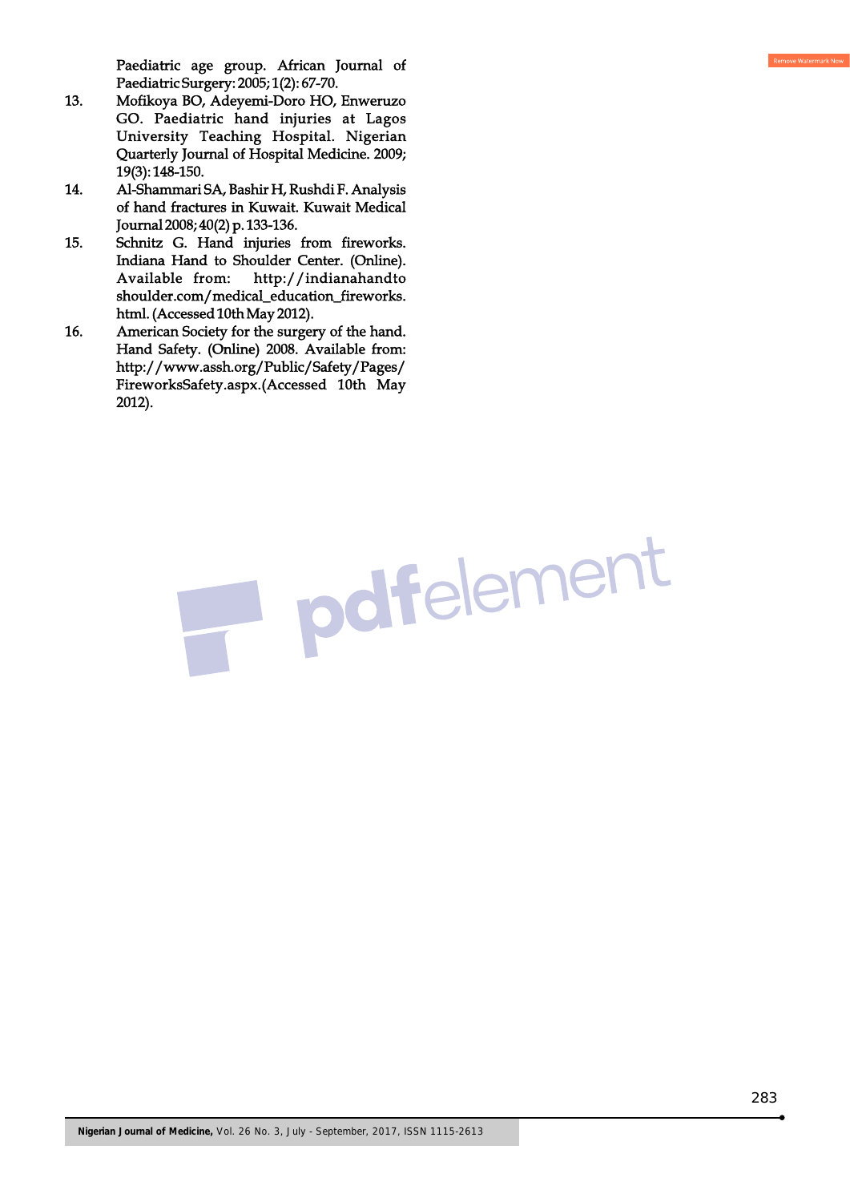Paediatric age group. African Journal of Paediatric Surgery: 2005; 1(2): 67-70.

13. Mofikoya BO, Adeyemi-Doro HO, Enweruzo GO. Paediatric hand injuries at Lagos University Teaching Hospital. Nigerian Quarterly Journal of Hospital Medicine. 2009; 19(3): 148-150.
14. Al-Shammari SA, Bashir H, Rushdi F. Analysis of hand fractures in Kuwait. Kuwait Medical Journal 2008; 40(2) p. 133-136.
15. Schnitz G. Hand injuries from fireworks. Indiana Hand to Shoulder Center. (Online). Available from: http://indianahandtoshoulder.com/medical_education_fireworks.html. (Accessed 10th May 2012).
16. American Society for the surgery of the hand. Hand Safety. (Online) 2008. Available from: http://www.assh.org/Public/Safety/Pages/FireworksSafety.aspx.(Accessed 10th May 2012).